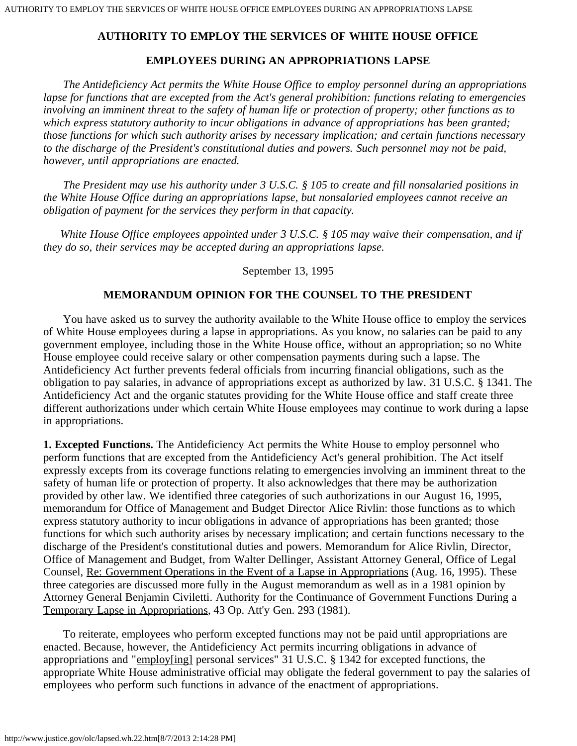# AUTHORITY TO EMPLOY THE SERVICES OF WHITE HOUSE OFFICE EMPLOYEES DURING AN APPROPRIATIONS LAPSE

*The Antideficiency Act permits the White House Office to employ personnel during an appropriations lapse for functions that are excepted from the Act's general prohibition: functions relating to emergencies involving an imminent threat to the safety of human life or protection of property; other functions as to which express statutory authority to incur obligations in advance of appropriations has been granted; those functions for which such authority arises by necessary implication; and certain functions necessary to the discharge of the President's constitutional duties and powers. Such personnel may not be paid, however, until appropriations are enacted.*

*The President may use his authority under 3 U.S.C. § 105 to create and fill nonsalaried positions in the White House Office during an appropriations lapse, but nonsalaried employees cannot receive an obligation of payment for the services they perform in that capacity.*

*White House Office employees appointed under 3 U.S.C. § 105 may waive their compensation, and if they do so, their services may be accepted during an appropriations lapse.*

September 13, 1995

## MEMORANDUM OPINION FOR THE COUNSEL TO THE PRESIDENT

You have asked us to survey the authority available to the White House office to employ the services of White House employees during a lapse in appropriations. As you know, no salaries can be paid to any government employee, including those in the White House office, without an appropriation; so no White House employee could receive salary or other compensation payments during such a lapse. The Antideficiency Act further prevents federal officials from incurring financial obligations, such as the obligation to pay salaries, in advance of appropriations except as authorized by law. 31 U.S.C. § 1341. The Antideficiency Act and the organic statutes providing for the White House office and staff create three different authorizations under which certain White House employees may continue to work during a lapse in appropriations.

**1. Excepted Functions.** The Antideficiency Act permits the White House to employ personnel who perform functions that are excepted from the Antideficiency Act's general prohibition. The Act itself expressly excepts from its coverage functions relating to emergencies involving an imminent threat to the safety of human life or protection of property. It also acknowledges that there may be authorization provided by other law. We identified three categories of such authorizations in our August 16, 1995, memorandum for Office of Management and Budget Director Alice Rivlin: those functions as to which express statutory authority to incur obligations in advance of appropriations has been granted; those functions for which such authority arises by necessary implication; and certain functions necessary to the discharge of the President's constitutional duties and powers. Memorandum for Alice Rivlin, Director, Office of Management and Budget, from Walter Dellinger, Assistant Attorney General, Office of Legal Counsel, Re: Government Operations in the Event of a Lapse in Appropriations (Aug. 16, 1995). These three categories are discussed more fully in the August memorandum as well as in a 1981 opinion by Attorney General Benjamin Civiletti. Authority for the Continuance of Government Functions During a Temporary Lapse in Appropriations, 43 Op. Att'y Gen. 293 (1981).

To reiterate, employees who perform excepted functions may not be paid until appropriations are enacted. Because, however, the Antideficiency Act permits incurring obligations in advance of appropriations and "employ[ing] personal services" 31 U.S.C. § 1342 for excepted functions, the appropriate White House administrative official may obligate the federal government to pay the salaries of employees who perform such functions in advance of the enactment of appropriations.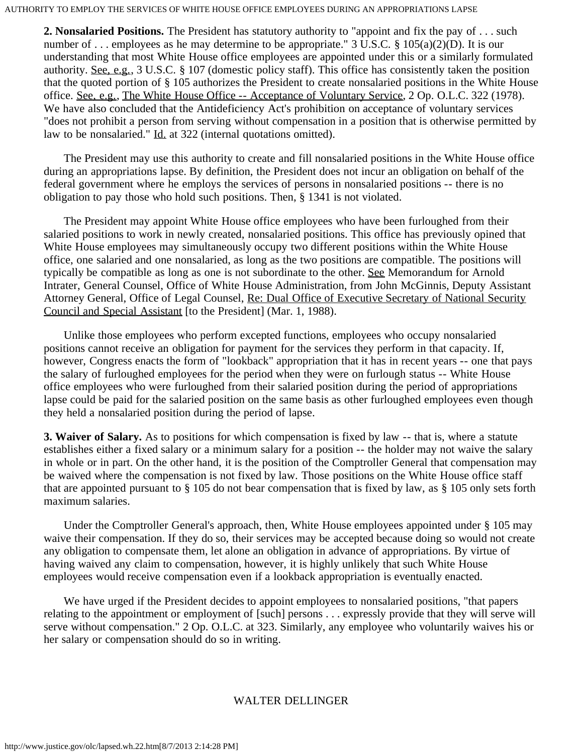**2. Nonsalaried Positions.** The President has statutory authority to "appoint and fix the pay of . . . such number of . . . employees as he may determine to be appropriate." 3 U.S.C. § 105(a)(2)(D). It is our understanding that most White House office employees are appointed under this or a similarly formulated authority. See, e.g., 3 U.S.C. § 107 (domestic policy staff). This office has consistently taken the position that the quoted portion of § 105 authorizes the President to create nonsalaried positions in the White House office. See, e.g., The White House Office -- Acceptance of Voluntary Service, 2 Op. O.L.C. 322 (1978). We have also concluded that the Antideficiency Act's prohibition on acceptance of voluntary services "does not prohibit a person from serving without compensation in a position that is otherwise permitted by law to be nonsalaried." Id. at 322 (internal quotations omitted).

The President may use this authority to create and fill nonsalaried positions in the White House office during an appropriations lapse. By definition, the President does not incur an obligation on behalf of the federal government where he employs the services of persons in nonsalaried positions -- there is no obligation to pay those who hold such positions. Then, § 1341 is not violated.

The President may appoint White House office employees who have been furloughed from their salaried positions to work in newly created, nonsalaried positions. This office has previously opined that White House employees may simultaneously occupy two different positions within the White House office, one salaried and one nonsalaried, as long as the two positions are compatible. The positions will typically be compatible as long as one is not subordinate to the other. See Memorandum for Arnold Intrater, General Counsel, Office of White House Administration, from John McGinnis, Deputy Assistant Attorney General, Office of Legal Counsel, Re: Dual Office of Executive Secretary of National Security Council and Special Assistant [to the President] (Mar. 1, 1988).

Unlike those employees who perform excepted functions, employees who occupy nonsalaried positions cannot receive an obligation for payment for the services they perform in that capacity. If, however, Congress enacts the form of "lookback" appropriation that it has in recent years -- one that pays the salary of furloughed employees for the period when they were on furlough status -- White House office employees who were furloughed from their salaried position during the period of appropriations lapse could be paid for the salaried position on the same basis as other furloughed employees even though they held a nonsalaried position during the period of lapse.

**3. Waiver of Salary.** As to positions for which compensation is fixed by law -- that is, where a statute establishes either a fixed salary or a minimum salary for a position -- the holder may not waive the salary in whole or in part. On the other hand, it is the position of the Comptroller General that compensation may be waived where the compensation is not fixed by law. Those positions on the White House office staff that are appointed pursuant to § 105 do not bear compensation that is fixed by law, as § 105 only sets forth maximum salaries.

Under the Comptroller General's approach, then, White House employees appointed under § 105 may waive their compensation. If they do so, their services may be accepted because doing so would not create any obligation to compensate them, let alone an obligation in advance of appropriations. By virtue of having waived any claim to compensation, however, it is highly unlikely that such White House employees would receive compensation even if a lookback appropriation is eventually enacted.

We have urged if the President decides to appoint employees to nonsalaried positions, "that papers relating to the appointment or employment of [such] persons . . . expressly provide that they will serve will serve without compensation." 2 Op. O.L.C. at 323. Similarly, any employee who voluntarily waives his or her salary or compensation should do so in writing.

WALTER DELLINGER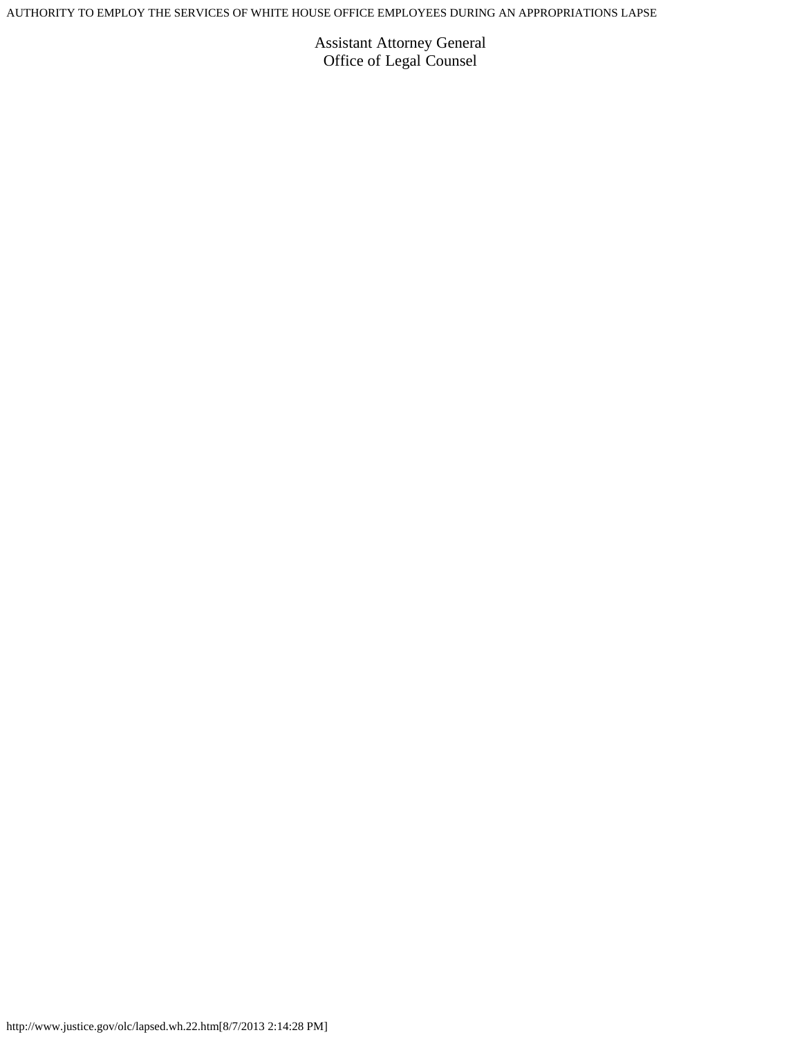Assistant Attorney General
Office of Legal Counsel